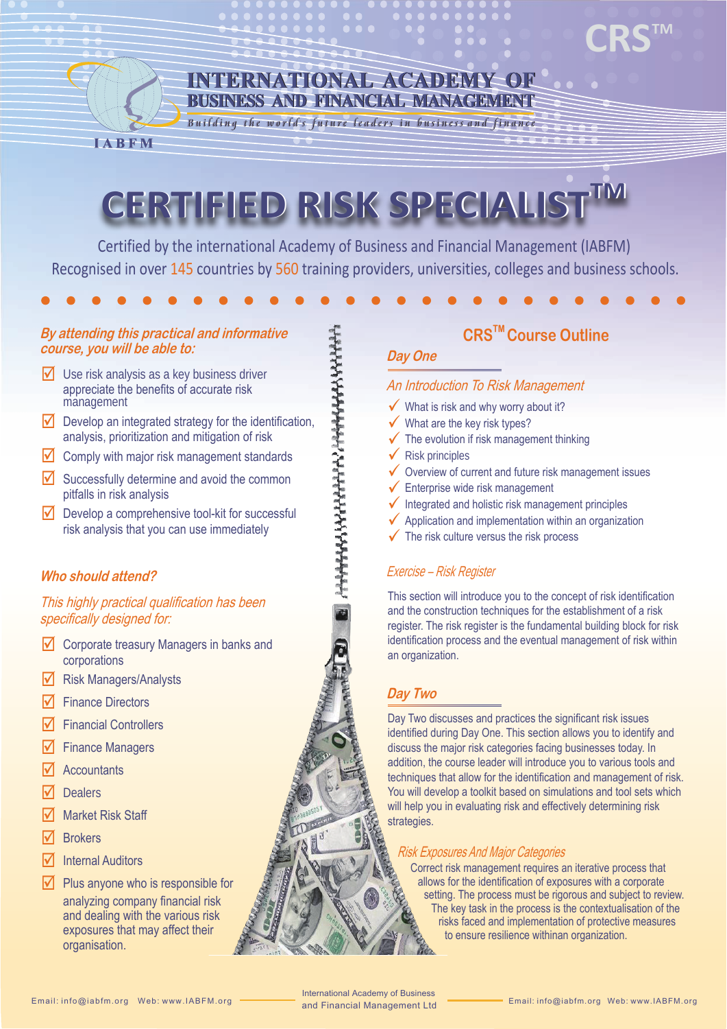# INTERNATIONAL ACADEMY OF BUSINESS AND FINANCIAL MANAGEMENT

*Building the world's future leaders in business and finance*

IABFM

CRS™

# CERTIFIED RISK SPECIALIST™

Certified by the international Academy of Business and Financial Management (IABFM)
Recognised in over 145 countries by 560 training providers, universities, colleges and business schools.

## *By attending this practical and informative course, you will be able to:*

- Use risk analysis as a key business driver appreciate the benefits of accurate risk management
- Develop an integrated strategy for the identification, analysis, prioritization and mitigation of risk
- Comply with major risk management standards
- Successfully determine and avoid the common pitfalls in risk analysis
- Develop a comprehensive tool-kit for successful risk analysis that you can use immediately

## *Who should attend?*

*This highly practical qualification has been specifically designed for:*

- Corporate treasury Managers in banks and corporations
- Risk Managers/Analysts
- Finance Directors
- Financial Controllers
- Finance Managers
- Accountants
- Dealers
- Market Risk Staff
- Brokers
- Internal Auditors
- Plus anyone who is responsible for analyzing company financial risk and dealing with the various risk exposures that may affect their organisation.

## CRS™ Course Outline

### *Day One*

#### *An Introduction To Risk Management*

- What is risk and why worry about it?
- What are the key risk types?
- The evolution if risk management thinking
- Risk principles
- Overview of current and future risk management issues
- Enterprise wide risk management
- Integrated and holistic risk management principles
- Application and implementation within an organization
- The risk culture versus the risk process

#### *Exercise – Risk Register*

This section will introduce you to the concept of risk identification and the construction techniques for the establishment of a risk register. The risk register is the fundamental building block for risk identification process and the eventual management of risk within an organization.

### *Day Two*

Day Two discusses and practices the significant risk issues identified during Day One. This section allows you to identify and discuss the major risk categories facing businesses today. In addition, the course leader will introduce you to various tools and techniques that allow for the identification and management of risk. You will develop a toolkit based on simulations and tool sets which will help you in evaluating risk and effectively determining risk strategies.

#### *Risk Exposures And Major Categories*

Correct risk management requires an iterative process that allows for the identification of exposures with a corporate setting. The process must be rigorous and subject to review. The key task in the process is the contextualisation of the risks faced and implementation of protective measures to ensure resilience withinan organization.

Email: info@iabfm.org Web: www.IABFM.org — International Academy of Business and Financial Management Ltd — Email: info@iabfm.org Web: www.IABFM.org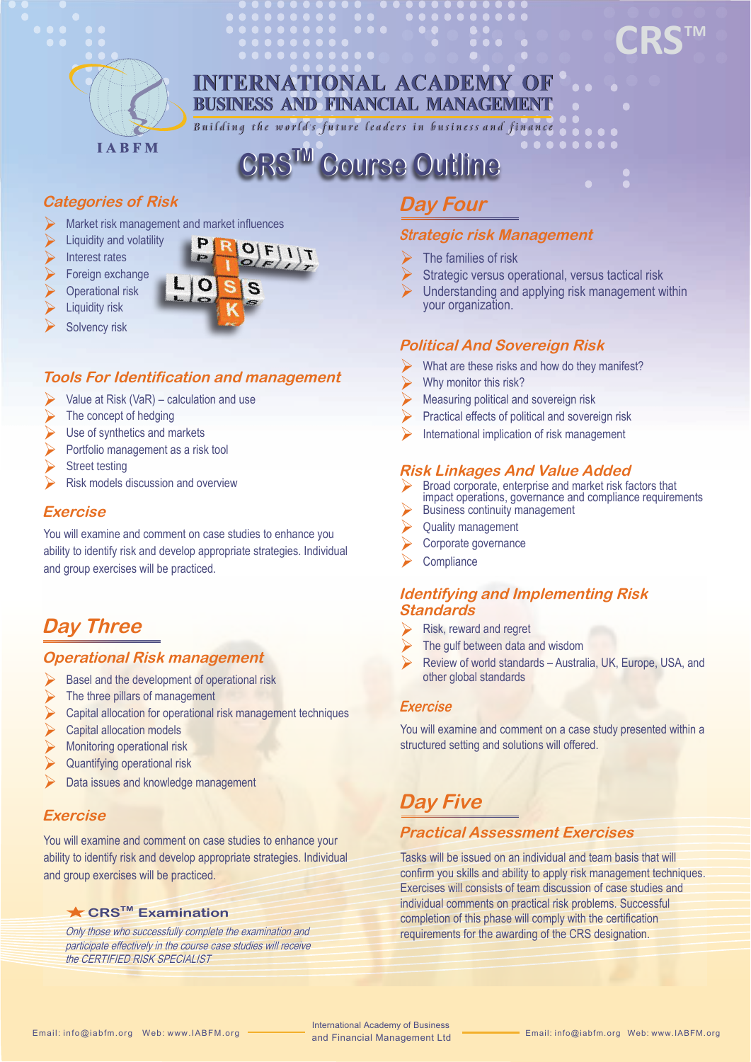# INTERNATIONAL ACADEMY OF BUSINESS AND FINANCIAL MANAGEMENT

*Building the world's future leaders in business and finance*

IABFM

CRS™

## CRS™ Course Outline

### Categories of Risk

- Market risk management and market influences
- Liquidity and volatility
- Interest rates
- Foreign exchange
- Operational risk
- Liquidity risk
- Solvency risk

### Tools For Identification and management

- Value at Risk (VaR) – calculation and use
- The concept of hedging
- Use of synthetics and markets
- Portfolio management as a risk tool
- Street testing
- Risk models discussion and overview

### Exercise

You will examine and comment on case studies to enhance you ability to identify risk and develop appropriate strategies. Individual and group exercises will be practiced.

## Day Three

### Operational Risk management

- Basel and the development of operational risk
- The three pillars of management
- Capital allocation for operational risk management techniques
- Capital allocation models
- Monitoring operational risk
- Quantifying operational risk
- Data issues and knowledge management

### Exercise

You will examine and comment on case studies to enhance your ability to identify risk and develop appropriate strategies. Individual and group exercises will be practiced.

### ★ CRS™ Examination

*Only those who successfully complete the examination and participate effectively in the course case studies will receive the CERTIFIED RISK SPECIALIST*

## Day Four

### Strategic risk Management

- The families of risk
- Strategic versus operational, versus tactical risk
- Understanding and applying risk management within your organization.

### Political And Sovereign Risk

- What are these risks and how do they manifest?
- Why monitor this risk?
- Measuring political and sovereign risk
- Practical effects of political and sovereign risk
- International implication of risk management

### Risk Linkages And Value Added

- Broad corporate, enterprise and market risk factors that impact operations, governance and compliance requirements
- Business continuity management
- Quality management
- Corporate governance
- Compliance

### Identifying and Implementing Risk Standards

- Risk, reward and regret
- The gulf between data and wisdom
- Review of world standards – Australia, UK, Europe, USA, and other global standards

### Exercise

You will examine and comment on a case study presented within a structured setting and solutions will offered.

## Day Five

### Practical Assessment Exercises

Tasks will be issued on an individual and team basis that will confirm you skills and ability to apply risk management techniques. Exercises will consists of team discussion of case studies and individual comments on practical risk problems. Successful completion of this phase will comply with the certification requirements for the awarding of the CRS designation.

Email: info@iabfm.org Web: www.IABFM.org — International Academy of Business and Financial Management Ltd — Email: info@iabfm.org Web: www.IABFM.org